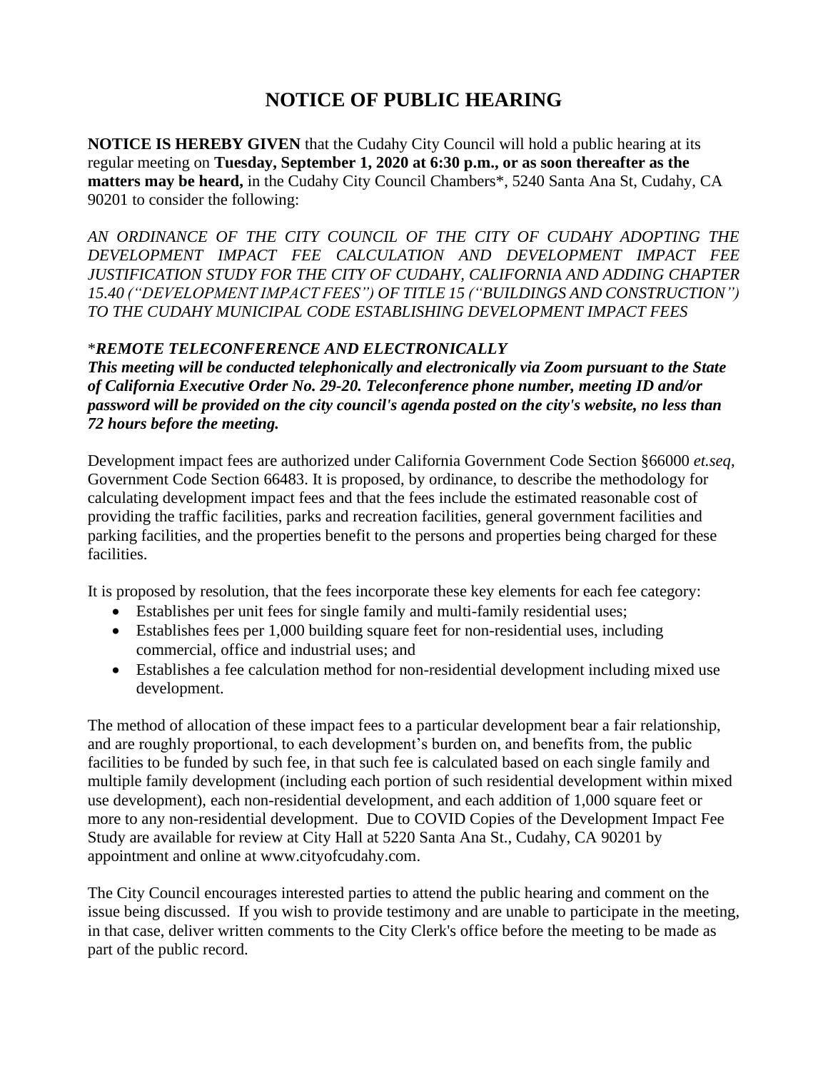# NOTICE OF PUBLIC HEARING

**NOTICE IS HEREBY GIVEN** that the Cudahy City Council will hold a public hearing at its regular meeting on **Tuesday, September 1, 2020 at 6:30 p.m., or as soon thereafter as the matters may be heard,** in the Cudahy City Council Chambers*, 5240 Santa Ana St, Cudahy, CA 90201 to consider the following:

*AN ORDINANCE OF THE CITY COUNCIL OF THE CITY OF CUDAHY ADOPTING THE DEVELOPMENT IMPACT FEE CALCULATION AND DEVELOPMENT IMPACT FEE JUSTIFICATION STUDY FOR THE CITY OF CUDAHY, CALIFORNIA AND ADDING CHAPTER 15.40 ("DEVELOPMENT IMPACT FEES") OF TITLE 15 ("BUILDINGS AND CONSTRUCTION") TO THE CUDAHY MUNICIPAL CODE ESTABLISHING DEVELOPMENT IMPACT FEES*

***REMOTE TELECONFERENCE AND ELECTRONICALLY***
***This meeting will be conducted telephonically and electronically via Zoom pursuant to the State of California Executive Order No. 29-20. Teleconference phone number, meeting ID and/or password will be provided on the city council's agenda posted on the city's website, no less than 72 hours before the meeting.***

Development impact fees are authorized under California Government Code Section §66000 *et.seq*, Government Code Section 66483. It is proposed, by ordinance, to describe the methodology for calculating development impact fees and that the fees include the estimated reasonable cost of providing the traffic facilities, parks and recreation facilities, general government facilities and parking facilities, and the properties benefit to the persons and properties being charged for these facilities.

It is proposed by resolution, that the fees incorporate these key elements for each fee category:

- Establishes per unit fees for single family and multi-family residential uses;
- Establishes fees per 1,000 building square feet for non-residential uses, including commercial, office and industrial uses; and
- Establishes a fee calculation method for non-residential development including mixed use development.

The method of allocation of these impact fees to a particular development bear a fair relationship, and are roughly proportional, to each development's burden on, and benefits from, the public facilities to be funded by such fee, in that such fee is calculated based on each single family and multiple family development (including each portion of such residential development within mixed use development), each non-residential development, and each addition of 1,000 square feet or more to any non-residential development. Due to COVID Copies of the Development Impact Fee Study are available for review at City Hall at 5220 Santa Ana St., Cudahy, CA 90201 by appointment and online at www.cityofcudahy.com.

The City Council encourages interested parties to attend the public hearing and comment on the issue being discussed. If you wish to provide testimony and are unable to participate in the meeting, in that case, deliver written comments to the City Clerk's office before the meeting to be made as part of the public record.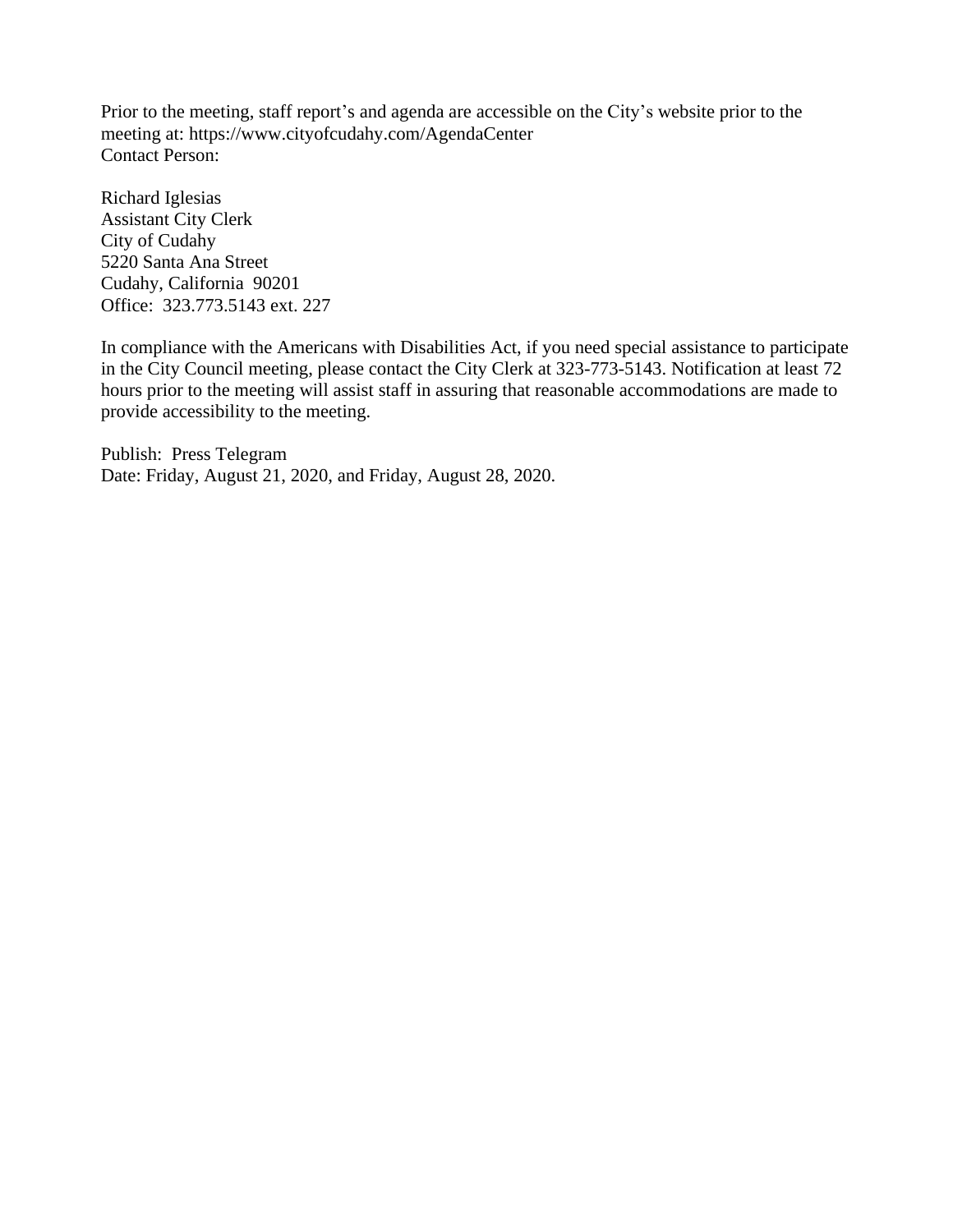Prior to the meeting, staff report's and agenda are accessible on the City's website prior to the meeting at: https://www.cityofcudahy.com/AgendaCenter
Contact Person:

Richard Iglesias
Assistant City Clerk
City of Cudahy
5220 Santa Ana Street
Cudahy, California 90201
Office: 323.773.5143 ext. 227

In compliance with the Americans with Disabilities Act, if you need special assistance to participate in the City Council meeting, please contact the City Clerk at 323-773-5143. Notification at least 72 hours prior to the meeting will assist staff in assuring that reasonable accommodations are made to provide accessibility to the meeting.

Publish: Press Telegram
Date: Friday, August 21, 2020, and Friday, August 28, 2020.